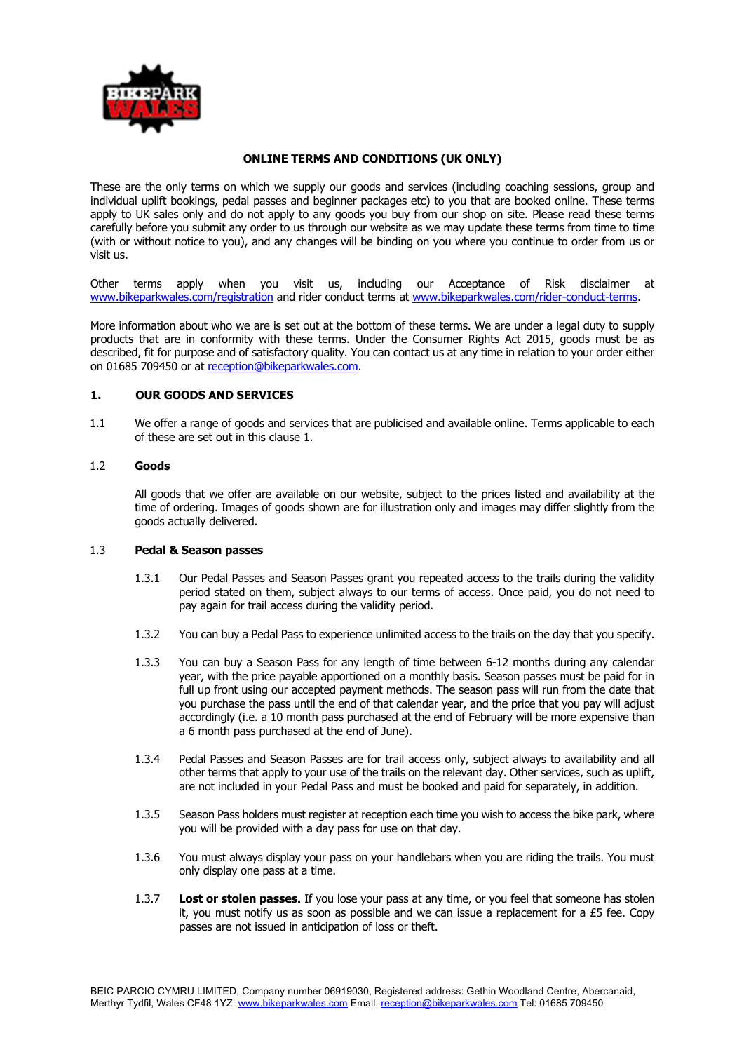# ONLINE TERMS AND CONDITIONS (UK ONLY)

These are the only terms on which we supply our goods and services (including coaching sessions, group and individual uplift bookings, pedal passes and beginner packages etc) to you that are booked online. These terms apply to UK sales only and do not apply to any goods you buy from our shop on site. Please read these terms carefully before you submit any order to us through our website as we may update these terms from time to time (with or without notice to you), and any changes will be binding on you where you continue to order from us or visit us.

Other terms apply when you visit us, including our Acceptance of Risk disclaimer at www.bikeparkwales.com/registration and rider conduct terms at www.bikeparkwales.com/rider-conduct-terms.

More information about who we are is set out at the bottom of these terms. We are under a legal duty to supply products that are in conformity with these terms. Under the Consumer Rights Act 2015, goods must be as described, fit for purpose and of satisfactory quality. You can contact us at any time in relation to your order either on 01685 709450 or at reception@bikeparkwales.com.

## 1. OUR GOODS AND SERVICES

1.1 We offer a range of goods and services that are publicised and available online. Terms applicable to each of these are set out in this clause 1.

### 1.2 Goods

All goods that we offer are available on our website, subject to the prices listed and availability at the time of ordering. Images of goods shown are for illustration only and images may differ slightly from the goods actually delivered.

### 1.3 Pedal & Season passes

1.3.1 Our Pedal Passes and Season Passes grant you repeated access to the trails during the validity period stated on them, subject always to our terms of access. Once paid, you do not need to pay again for trail access during the validity period.

1.3.2 You can buy a Pedal Pass to experience unlimited access to the trails on the day that you specify.

1.3.3 You can buy a Season Pass for any length of time between 6-12 months during any calendar year, with the price payable apportioned on a monthly basis. Season passes must be paid for in full up front using our accepted payment methods. The season pass will run from the date that you purchase the pass until the end of that calendar year, and the price that you pay will adjust accordingly (i.e. a 10 month pass purchased at the end of February will be more expensive than a 6 month pass purchased at the end of June).

1.3.4 Pedal Passes and Season Passes are for trail access only, subject always to availability and all other terms that apply to your use of the trails on the relevant day. Other services, such as uplift, are not included in your Pedal Pass and must be booked and paid for separately, in addition.

1.3.5 Season Pass holders must register at reception each time you wish to access the bike park, where you will be provided with a day pass for use on that day.

1.3.6 You must always display your pass on your handlebars when you are riding the trails. You must only display one pass at a time.

1.3.7 **Lost or stolen passes.** If you lose your pass at any time, or you feel that someone has stolen it, you must notify us as soon as possible and we can issue a replacement for a £5 fee. Copy passes are not issued in anticipation of loss or theft.

BEIC PARCIO CYMRU LIMITED, Company number 06919030, Registered address: Gethin Woodland Centre, Abercanaid, Merthyr Tydfil, Wales CF48 1YZ www.bikeparkwales.com Email: reception@bikeparkwales.com Tel: 01685 709450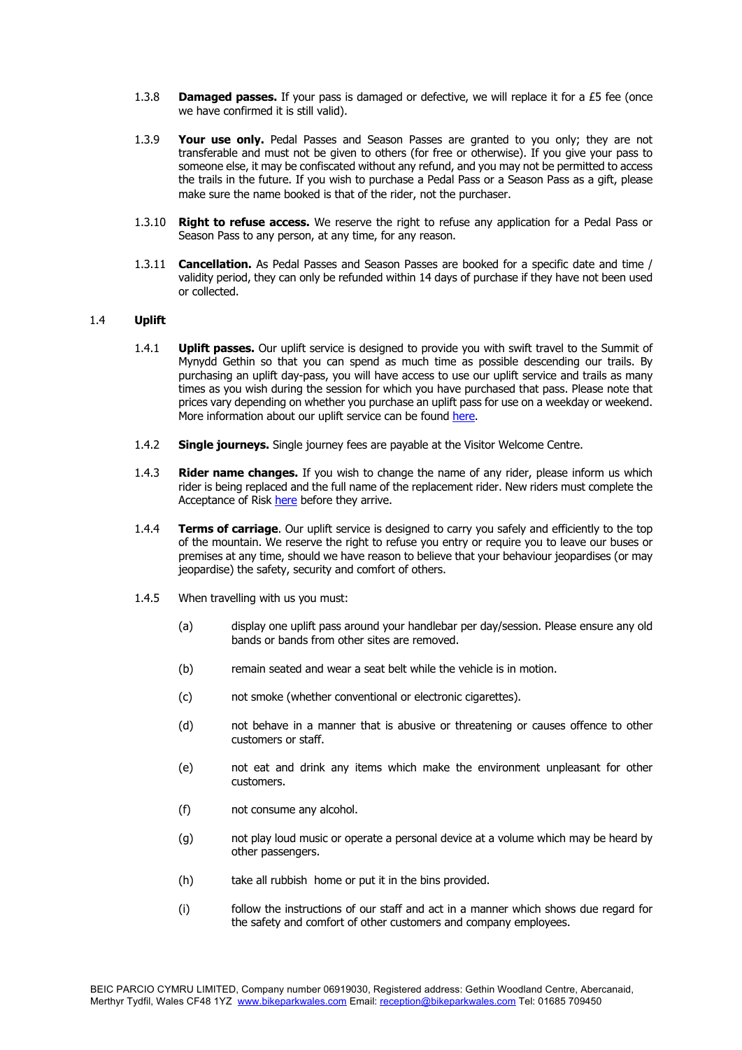1.3.8 **Damaged passes.** If your pass is damaged or defective, we will replace it for a £5 fee (once we have confirmed it is still valid).

1.3.9 **Your use only.** Pedal Passes and Season Passes are granted to you only; they are not transferable and must not be given to others (for free or otherwise). If you give your pass to someone else, it may be confiscated without any refund, and you may not be permitted to access the trails in the future. If you wish to purchase a Pedal Pass or a Season Pass as a gift, please make sure the name booked is that of the rider, not the purchaser.

1.3.10 **Right to refuse access.** We reserve the right to refuse any application for a Pedal Pass or Season Pass to any person, at any time, for any reason.

1.3.11 **Cancellation.** As Pedal Passes and Season Passes are booked for a specific date and time / validity period, they can only be refunded within 14 days of purchase if they have not been used or collected.

## 1.4 Uplift

1.4.1 **Uplift passes.** Our uplift service is designed to provide you with swift travel to the Summit of Mynydd Gethin so that you can spend as much time as possible descending our trails. By purchasing an uplift day-pass, you will have access to use our uplift service and trails as many times as you wish during the session for which you have purchased that pass. Please note that prices vary depending on whether you purchase an uplift pass for use on a weekday or weekend. More information about our uplift service can be found here.

1.4.2 **Single journeys.** Single journey fees are payable at the Visitor Welcome Centre.

1.4.3 **Rider name changes.** If you wish to change the name of any rider, please inform us which rider is being replaced and the full name of the replacement rider. New riders must complete the Acceptance of Risk here before they arrive.

1.4.4 **Terms of carriage**. Our uplift service is designed to carry you safely and efficiently to the top of the mountain. We reserve the right to refuse you entry or require you to leave our buses or premises at any time, should we have reason to believe that your behaviour jeopardises (or may jeopardise) the safety, security and comfort of others.

1.4.5 When travelling with us you must:

(a) display one uplift pass around your handlebar per day/session. Please ensure any old bands or bands from other sites are removed.

(b) remain seated and wear a seat belt while the vehicle is in motion.

(c) not smoke (whether conventional or electronic cigarettes).

(d) not behave in a manner that is abusive or threatening or causes offence to other customers or staff.

(e) not eat and drink any items which make the environment unpleasant for other customers.

(f) not consume any alcohol.

(g) not play loud music or operate a personal device at a volume which may be heard by other passengers.

(h) take all rubbish home or put it in the bins provided.

(i) follow the instructions of our staff and act in a manner which shows due regard for the safety and comfort of other customers and company employees.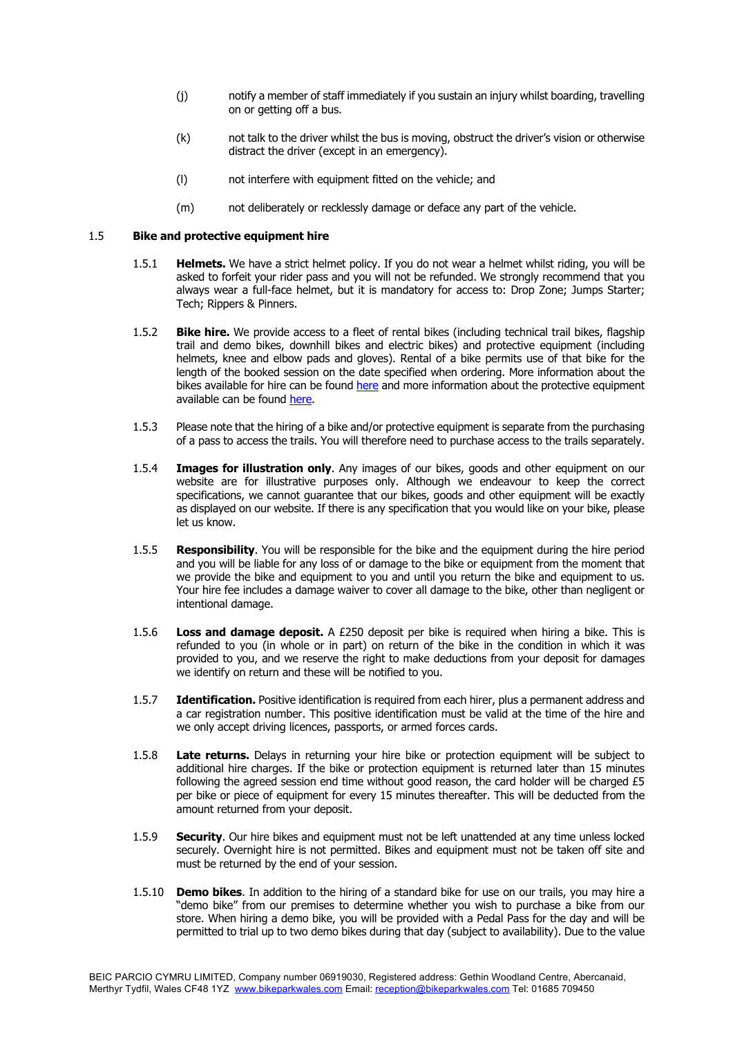(j) notify a member of staff immediately if you sustain an injury whilst boarding, travelling on or getting off a bus.

(k) not talk to the driver whilst the bus is moving, obstruct the driver's vision or otherwise distract the driver (except in an emergency).

(l) not interfere with equipment fitted on the vehicle; and

(m) not deliberately or recklessly damage or deface any part of the vehicle.

### 1.5 Bike and protective equipment hire

1.5.1 **Helmets.** We have a strict helmet policy. If you do not wear a helmet whilst riding, you will be asked to forfeit your rider pass and you will not be refunded. We strongly recommend that you always wear a full-face helmet, but it is mandatory for access to: Drop Zone; Jumps Starter; Tech; Rippers & Pinners.

1.5.2 **Bike hire.** We provide access to a fleet of rental bikes (including technical trail bikes, flagship trail and demo bikes, downhill bikes and electric bikes) and protective equipment (including helmets, knee and elbow pads and gloves). Rental of a bike permits use of that bike for the length of the booked session on the date specified when ordering. More information about the bikes available for hire can be found here and more information about the protective equipment available can be found here.

1.5.3 Please note that the hiring of a bike and/or protective equipment is separate from the purchasing of a pass to access the trails. You will therefore need to purchase access to the trails separately.

1.5.4 **Images for illustration only**. Any images of our bikes, goods and other equipment on our website are for illustrative purposes only. Although we endeavour to keep the correct specifications, we cannot guarantee that our bikes, goods and other equipment will be exactly as displayed on our website. If there is any specification that you would like on your bike, please let us know.

1.5.5 **Responsibility**. You will be responsible for the bike and the equipment during the hire period and you will be liable for any loss of or damage to the bike or equipment from the moment that we provide the bike and equipment to you and until you return the bike and equipment to us. Your hire fee includes a damage waiver to cover all damage to the bike, other than negligent or intentional damage.

1.5.6 **Loss and damage deposit.** A £250 deposit per bike is required when hiring a bike. This is refunded to you (in whole or in part) on return of the bike in the condition in which it was provided to you, and we reserve the right to make deductions from your deposit for damages we identify on return and these will be notified to you.

1.5.7 **Identification.** Positive identification is required from each hirer, plus a permanent address and a car registration number. This positive identification must be valid at the time of the hire and we only accept driving licences, passports, or armed forces cards.

1.5.8 **Late returns.** Delays in returning your hire bike or protection equipment will be subject to additional hire charges. If the bike or protection equipment is returned later than 15 minutes following the agreed session end time without good reason, the card holder will be charged £5 per bike or piece of equipment for every 15 minutes thereafter. This will be deducted from the amount returned from your deposit.

1.5.9 **Security**. Our hire bikes and equipment must not be left unattended at any time unless locked securely. Overnight hire is not permitted. Bikes and equipment must not be taken off site and must be returned by the end of your session.

1.5.10 **Demo bikes**. In addition to the hiring of a standard bike for use on our trails, you may hire a "demo bike" from our premises to determine whether you wish to purchase a bike from our store. When hiring a demo bike, you will be provided with a Pedal Pass for the day and will be permitted to trial up to two demo bikes during that day (subject to availability). Due to the value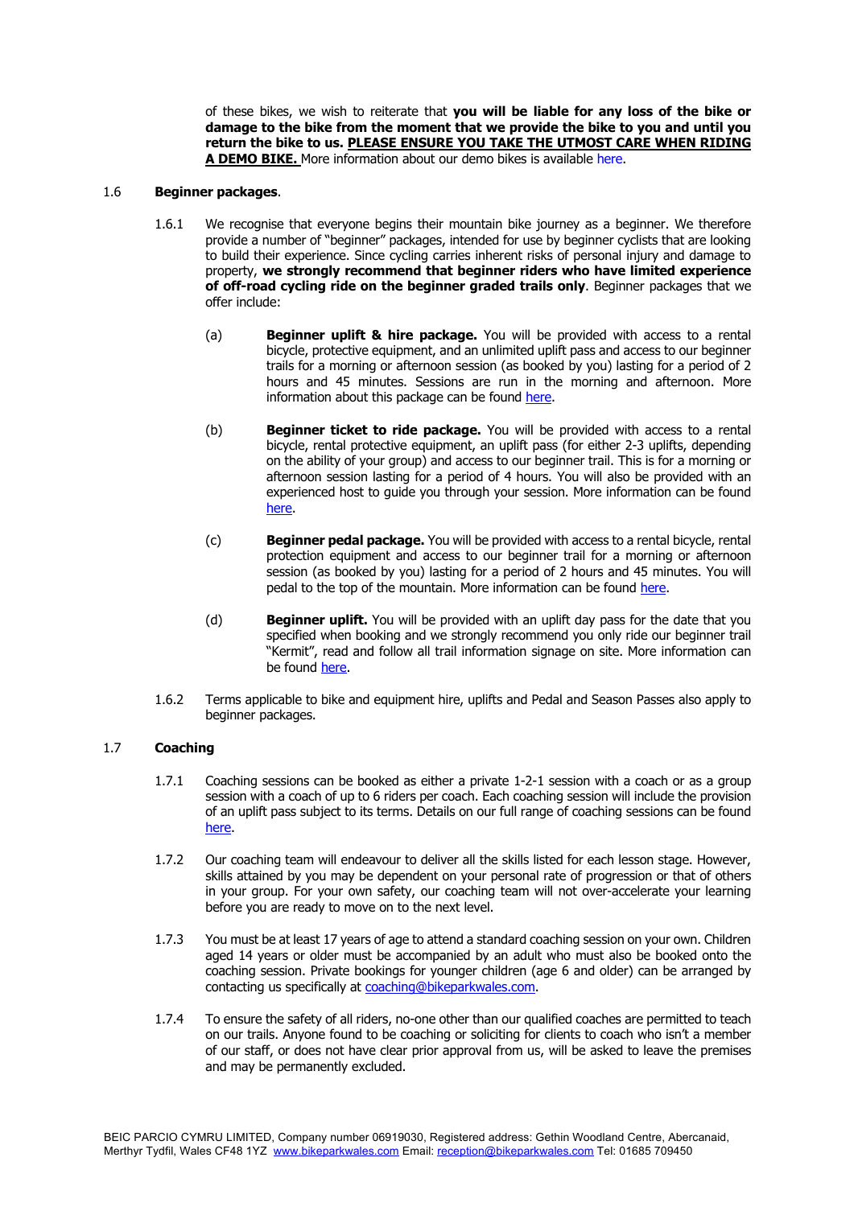of these bikes, we wish to reiterate that **you will be liable for any loss of the bike or damage to the bike from the moment that we provide the bike to you and until you return the bike to us. PLEASE ENSURE YOU TAKE THE UTMOST CARE WHEN RIDING A DEMO BIKE.** More information about our demo bikes is available here.

1.6 **Beginner packages**.

1.6.1 We recognise that everyone begins their mountain bike journey as a beginner. We therefore provide a number of "beginner" packages, intended for use by beginner cyclists that are looking to build their experience. Since cycling carries inherent risks of personal injury and damage to property, **we strongly recommend that beginner riders who have limited experience of off-road cycling ride on the beginner graded trails only**. Beginner packages that we offer include:

(a) **Beginner uplift & hire package.** You will be provided with access to a rental bicycle, protective equipment, and an unlimited uplift pass and access to our beginner trails for a morning or afternoon session (as booked by you) lasting for a period of 2 hours and 45 minutes. Sessions are run in the morning and afternoon. More information about this package can be found here.

(b) **Beginner ticket to ride package.** You will be provided with access to a rental bicycle, rental protective equipment, an uplift pass (for either 2-3 uplifts, depending on the ability of your group) and access to our beginner trail. This is for a morning or afternoon session lasting for a period of 4 hours. You will also be provided with an experienced host to guide you through your session. More information can be found here.

(c) **Beginner pedal package.** You will be provided with access to a rental bicycle, rental protection equipment and access to our beginner trail for a morning or afternoon session (as booked by you) lasting for a period of 2 hours and 45 minutes. You will pedal to the top of the mountain. More information can be found here.

(d) **Beginner uplift.** You will be provided with an uplift day pass for the date that you specified when booking and we strongly recommend you only ride our beginner trail "Kermit", read and follow all trail information signage on site. More information can be found here.

1.6.2 Terms applicable to bike and equipment hire, uplifts and Pedal and Season Passes also apply to beginner packages.

1.7 **Coaching**

1.7.1 Coaching sessions can be booked as either a private 1-2-1 session with a coach or as a group session with a coach of up to 6 riders per coach. Each coaching session will include the provision of an uplift pass subject to its terms. Details on our full range of coaching sessions can be found here.

1.7.2 Our coaching team will endeavour to deliver all the skills listed for each lesson stage. However, skills attained by you may be dependent on your personal rate of progression or that of others in your group. For your own safety, our coaching team will not over-accelerate your learning before you are ready to move on to the next level.

1.7.3 You must be at least 17 years of age to attend a standard coaching session on your own. Children aged 14 years or older must be accompanied by an adult who must also be booked onto the coaching session. Private bookings for younger children (age 6 and older) can be arranged by contacting us specifically at coaching@bikeparkwales.com.

1.7.4 To ensure the safety of all riders, no-one other than our qualified coaches are permitted to teach on our trails. Anyone found to be coaching or soliciting for clients to coach who isn't a member of our staff, or does not have clear prior approval from us, will be asked to leave the premises and may be permanently excluded.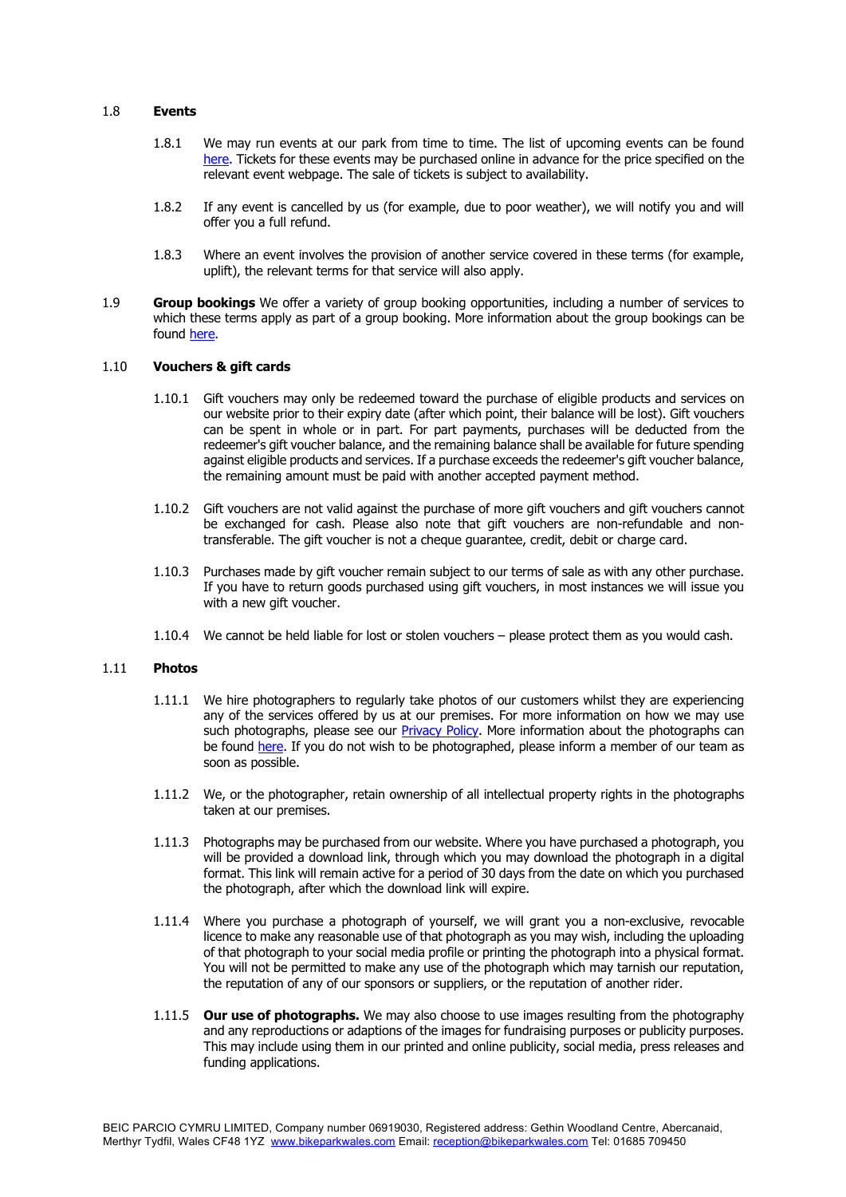1.8 **Events**

1.8.1 We may run events at our park from time to time. The list of upcoming events can be found here. Tickets for these events may be purchased online in advance for the price specified on the relevant event webpage. The sale of tickets is subject to availability.

1.8.2 If any event is cancelled by us (for example, due to poor weather), we will notify you and will offer you a full refund.

1.8.3 Where an event involves the provision of another service covered in these terms (for example, uplift), the relevant terms for that service will also apply.

1.9 **Group bookings** We offer a variety of group booking opportunities, including a number of services to which these terms apply as part of a group booking. More information about the group bookings can be found here.

1.10 **Vouchers & gift cards**

1.10.1 Gift vouchers may only be redeemed toward the purchase of eligible products and services on our website prior to their expiry date (after which point, their balance will be lost). Gift vouchers can be spent in whole or in part. For part payments, purchases will be deducted from the redeemer's gift voucher balance, and the remaining balance shall be available for future spending against eligible products and services. If a purchase exceeds the redeemer's gift voucher balance, the remaining amount must be paid with another accepted payment method.

1.10.2 Gift vouchers are not valid against the purchase of more gift vouchers and gift vouchers cannot be exchanged for cash. Please also note that gift vouchers are non-refundable and non-transferable. The gift voucher is not a cheque guarantee, credit, debit or charge card.

1.10.3 Purchases made by gift voucher remain subject to our terms of sale as with any other purchase. If you have to return goods purchased using gift vouchers, in most instances we will issue you with a new gift voucher.

1.10.4 We cannot be held liable for lost or stolen vouchers – please protect them as you would cash.

1.11 **Photos**

1.11.1 We hire photographers to regularly take photos of our customers whilst they are experiencing any of the services offered by us at our premises. For more information on how we may use such photographs, please see our Privacy Policy. More information about the photographs can be found here. If you do not wish to be photographed, please inform a member of our team as soon as possible.

1.11.2 We, or the photographer, retain ownership of all intellectual property rights in the photographs taken at our premises.

1.11.3 Photographs may be purchased from our website. Where you have purchased a photograph, you will be provided a download link, through which you may download the photograph in a digital format. This link will remain active for a period of 30 days from the date on which you purchased the photograph, after which the download link will expire.

1.11.4 Where you purchase a photograph of yourself, we will grant you a non-exclusive, revocable licence to make any reasonable use of that photograph as you may wish, including the uploading of that photograph to your social media profile or printing the photograph into a physical format. You will not be permitted to make any use of the photograph which may tarnish our reputation, the reputation of any of our sponsors or suppliers, or the reputation of another rider.

1.11.5 **Our use of photographs.** We may also choose to use images resulting from the photography and any reproductions or adaptions of the images for fundraising purposes or publicity purposes. This may include using them in our printed and online publicity, social media, press releases and funding applications.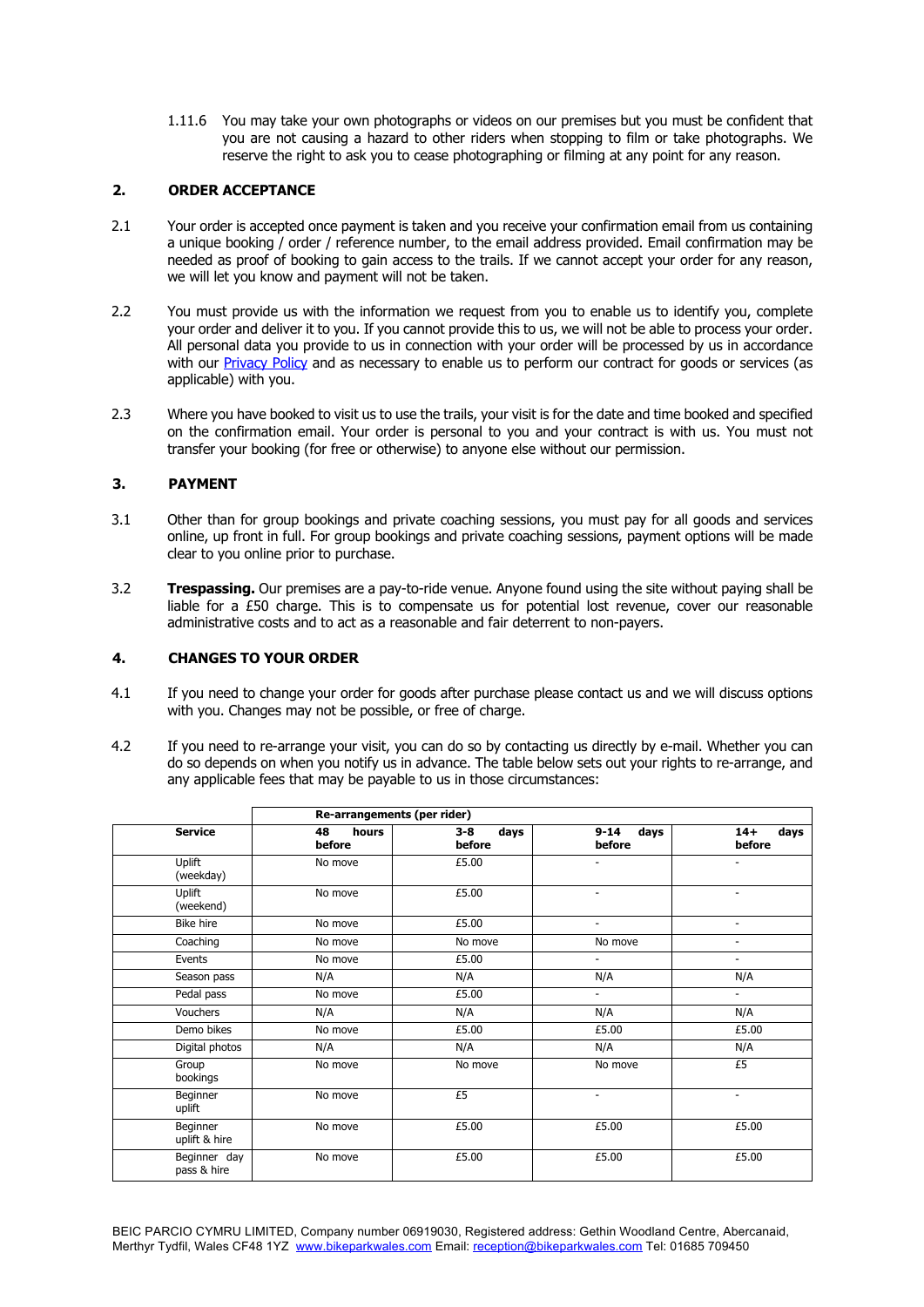1.11.6 You may take your own photographs or videos on our premises but you must be confident that you are not causing a hazard to other riders when stopping to film or take photographs. We reserve the right to ask you to cease photographing or filming at any point for any reason.

## 2. ORDER ACCEPTANCE

2.1 Your order is accepted once payment is taken and you receive your confirmation email from us containing a unique booking / order / reference number, to the email address provided. Email confirmation may be needed as proof of booking to gain access to the trails. If we cannot accept your order for any reason, we will let you know and payment will not be taken.

2.2 You must provide us with the information we request from you to enable us to identify you, complete your order and deliver it to you. If you cannot provide this to us, we will not be able to process your order. All personal data you provide to us in connection with your order will be processed by us in accordance with our [Privacy Policy]() and as necessary to enable us to perform our contract for goods or services (as applicable) with you.

2.3 Where you have booked to visit us to use the trails, your visit is for the date and time booked and specified on the confirmation email. Your order is personal to you and your contract is with us. You must not transfer your booking (for free or otherwise) to anyone else without our permission.

## 3. PAYMENT

3.1 Other than for group bookings and private coaching sessions, you must pay for all goods and services online, up front in full. For group bookings and private coaching sessions, payment options will be made clear to you online prior to purchase.

3.2 **Trespassing.** Our premises are a pay-to-ride venue. Anyone found using the site without paying shall be liable for a £50 charge. This is to compensate us for potential lost revenue, cover our reasonable administrative costs and to act as a reasonable and fair deterrent to non-payers.

## 4. CHANGES TO YOUR ORDER

4.1 If you need to change your order for goods after purchase please contact us and we will discuss options with you. Changes may not be possible, or free of charge.

4.2 If you need to re-arrange your visit, you can do so by contacting us directly by e-mail. Whether you can do so depends on when you notify us in advance. The table below sets out your rights to re-arrange, and any applicable fees that may be payable to us in those circumstances:

| | **Re-arrangements (per rider)** | | | |
|---|---|---|---|---|
| **Service** | **48 hours before** | **3-8 days before** | **9-14 days before** | **14+ days before** |
| Uplift (weekday) | No move | £5.00 | - | - |
| Uplift (weekend) | No move | £5.00 | - | - |
| Bike hire | No move | £5.00 | - | - |
| Coaching | No move | No move | No move | - |
| Events | No move | £5.00 | - | - |
| Season pass | N/A | N/A | N/A | N/A |
| Pedal pass | No move | £5.00 | - | - |
| Vouchers | N/A | N/A | N/A | N/A |
| Demo bikes | No move | £5.00 | £5.00 | £5.00 |
| Digital photos | N/A | N/A | N/A | N/A |
| Group bookings | No move | No move | No move | £5 |
| Beginner uplift | No move | £5 | - | - |
| Beginner uplift & hire | No move | £5.00 | £5.00 | £5.00 |
| Beginner day pass & hire | No move | £5.00 | £5.00 | £5.00 |

BEIC PARCIO CYMRU LIMITED, Company number 06919030, Registered address: Gethin Woodland Centre, Abercanaid, Merthyr Tydfil, Wales CF48 1YZ [www.bikeparkwales.com]() Email: [reception@bikeparkwales.com]() Tel: 01685 709450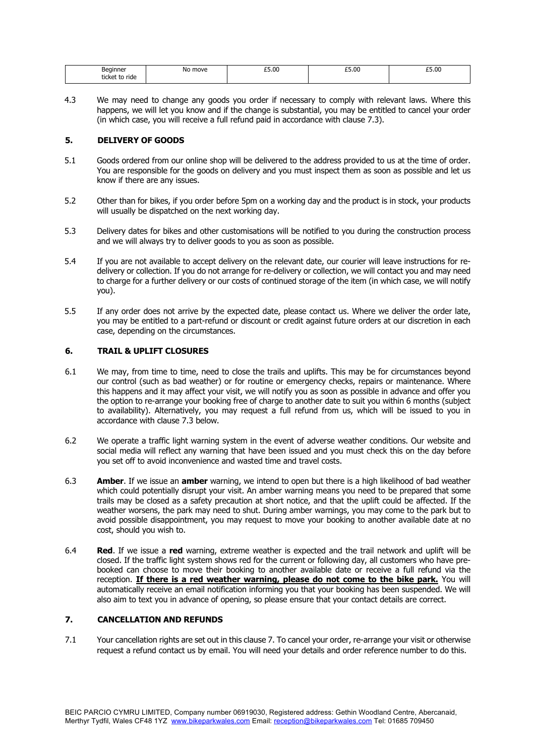| Beginner ticket to ride | No move | £5.00 | £5.00 | £5.00 |
|---|---|---|---|---|

4.3 We may need to change any goods you order if necessary to comply with relevant laws. Where this happens, we will let you know and if the change is substantial, you may be entitled to cancel your order (in which case, you will receive a full refund paid in accordance with clause 7.3).

## 5. DELIVERY OF GOODS

5.1 Goods ordered from our online shop will be delivered to the address provided to us at the time of order. You are responsible for the goods on delivery and you must inspect them as soon as possible and let us know if there are any issues.

5.2 Other than for bikes, if you order before 5pm on a working day and the product is in stock, your products will usually be dispatched on the next working day.

5.3 Delivery dates for bikes and other customisations will be notified to you during the construction process and we will always try to deliver goods to you as soon as possible.

5.4 If you are not available to accept delivery on the relevant date, our courier will leave instructions for re-delivery or collection. If you do not arrange for re-delivery or collection, we will contact you and may need to charge for a further delivery or our costs of continued storage of the item (in which case, we will notify you).

5.5 If any order does not arrive by the expected date, please contact us. Where we deliver the order late, you may be entitled to a part-refund or discount or credit against future orders at our discretion in each case, depending on the circumstances.

## 6. TRAIL & UPLIFT CLOSURES

6.1 We may, from time to time, need to close the trails and uplifts. This may be for circumstances beyond our control (such as bad weather) or for routine or emergency checks, repairs or maintenance. Where this happens and it may affect your visit, we will notify you as soon as possible in advance and offer you the option to re-arrange your booking free of charge to another date to suit you within 6 months (subject to availability). Alternatively, you may request a full refund from us, which will be issued to you in accordance with clause 7.3 below.

6.2 We operate a traffic light warning system in the event of adverse weather conditions. Our website and social media will reflect any warning that have been issued and you must check this on the day before you set off to avoid inconvenience and wasted time and travel costs.

6.3 **Amber**. If we issue an **amber** warning, we intend to open but there is a high likelihood of bad weather which could potentially disrupt your visit. An amber warning means you need to be prepared that some trails may be closed as a safety precaution at short notice, and that the uplift could be affected. If the weather worsens, the park may need to shut. During amber warnings, you may come to the park but to avoid possible disappointment, you may request to move your booking to another available date at no cost, should you wish to.

6.4 **Red**. If we issue a **red** warning, extreme weather is expected and the trail network and uplift will be closed. If the traffic light system shows red for the current or following day, all customers who have pre-booked can choose to move their booking to another available date or receive a full refund via the reception. **If there is a red weather warning, please do not come to the bike park.** You will automatically receive an email notification informing you that your booking has been suspended. We will also aim to text you in advance of opening, so please ensure that your contact details are correct.

## 7. CANCELLATION AND REFUNDS

7.1 Your cancellation rights are set out in this clause 7. To cancel your order, re-arrange your visit or otherwise request a refund contact us by email. You will need your details and order reference number to do this.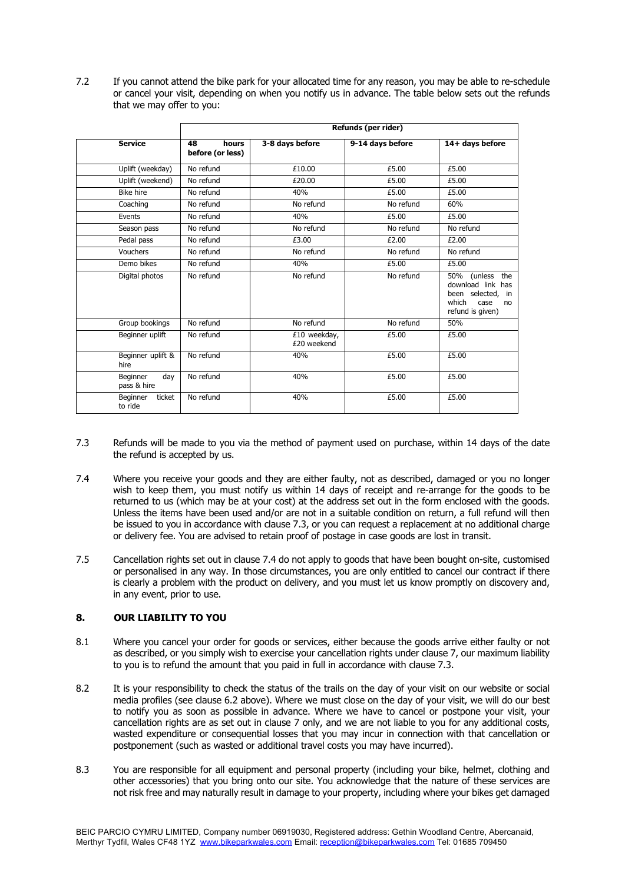7.2 If you cannot attend the bike park for your allocated time for any reason, you may be able to re-schedule or cancel your visit, depending on when you notify us in advance. The table below sets out the refunds that we may offer to you:

| | Refunds (per rider) | | | |
|---|---|---|---|---|
| **Service** | **48 hours before (or less)** | **3-8 days before** | **9-14 days before** | **14+ days before** |
| Uplift (weekday) | No refund | £10.00 | £5.00 | £5.00 |
| Uplift (weekend) | No refund | £20.00 | £5.00 | £5.00 |
| Bike hire | No refund | 40% | £5.00 | £5.00 |
| Coaching | No refund | No refund | No refund | 60% |
| Events | No refund | 40% | £5.00 | £5.00 |
| Season pass | No refund | No refund | No refund | No refund |
| Pedal pass | No refund | £3.00 | £2.00 | £2.00 |
| Vouchers | No refund | No refund | No refund | No refund |
| Demo bikes | No refund | 40% | £5.00 | £5.00 |
| Digital photos | No refund | No refund | No refund | 50% (unless the download link has been selected, in which case no refund is given) |
| Group bookings | No refund | No refund | No refund | 50% |
| Beginner uplift | No refund | £10 weekday, £20 weekend | £5.00 | £5.00 |
| Beginner uplift & hire | No refund | 40% | £5.00 | £5.00 |
| Beginner day pass & hire | No refund | 40% | £5.00 | £5.00 |
| Beginner ticket to ride | No refund | 40% | £5.00 | £5.00 |

7.3 Refunds will be made to you via the method of payment used on purchase, within 14 days of the date the refund is accepted by us.

7.4 Where you receive your goods and they are either faulty, not as described, damaged or you no longer wish to keep them, you must notify us within 14 days of receipt and re-arrange for the goods to be returned to us (which may be at your cost) at the address set out in the form enclosed with the goods. Unless the items have been used and/or are not in a suitable condition on return, a full refund will then be issued to you in accordance with clause 7.3, or you can request a replacement at no additional charge or delivery fee. You are advised to retain proof of postage in case goods are lost in transit.

7.5 Cancellation rights set out in clause 7.4 do not apply to goods that have been bought on-site, customised or personalised in any way. In those circumstances, you are only entitled to cancel our contract if there is clearly a problem with the product on delivery, and you must let us know promptly on discovery and, in any event, prior to use.

## 8. OUR LIABILITY TO YOU

8.1 Where you cancel your order for goods or services, either because the goods arrive either faulty or not as described, or you simply wish to exercise your cancellation rights under clause 7, our maximum liability to you is to refund the amount that you paid in full in accordance with clause 7.3.

8.2 It is your responsibility to check the status of the trails on the day of your visit on our website or social media profiles (see clause 6.2 above). Where we must close on the day of your visit, we will do our best to notify you as soon as possible in advance. Where we have to cancel or postpone your visit, your cancellation rights are as set out in clause 7 only, and we are not liable to you for any additional costs, wasted expenditure or consequential losses that you may incur in connection with that cancellation or postponement (such as wasted or additional travel costs you may have incurred).

8.3 You are responsible for all equipment and personal property (including your bike, helmet, clothing and other accessories) that you bring onto our site. You acknowledge that the nature of these services are not risk free and may naturally result in damage to your property, including where your bikes get damaged

BEIC PARCIO CYMRU LIMITED, Company number 06919030, Registered address: Gethin Woodland Centre, Abercanaid, Merthyr Tydfil, Wales CF48 1YZ www.bikeparkwales.com Email: reception@bikeparkwales.com Tel: 01685 709450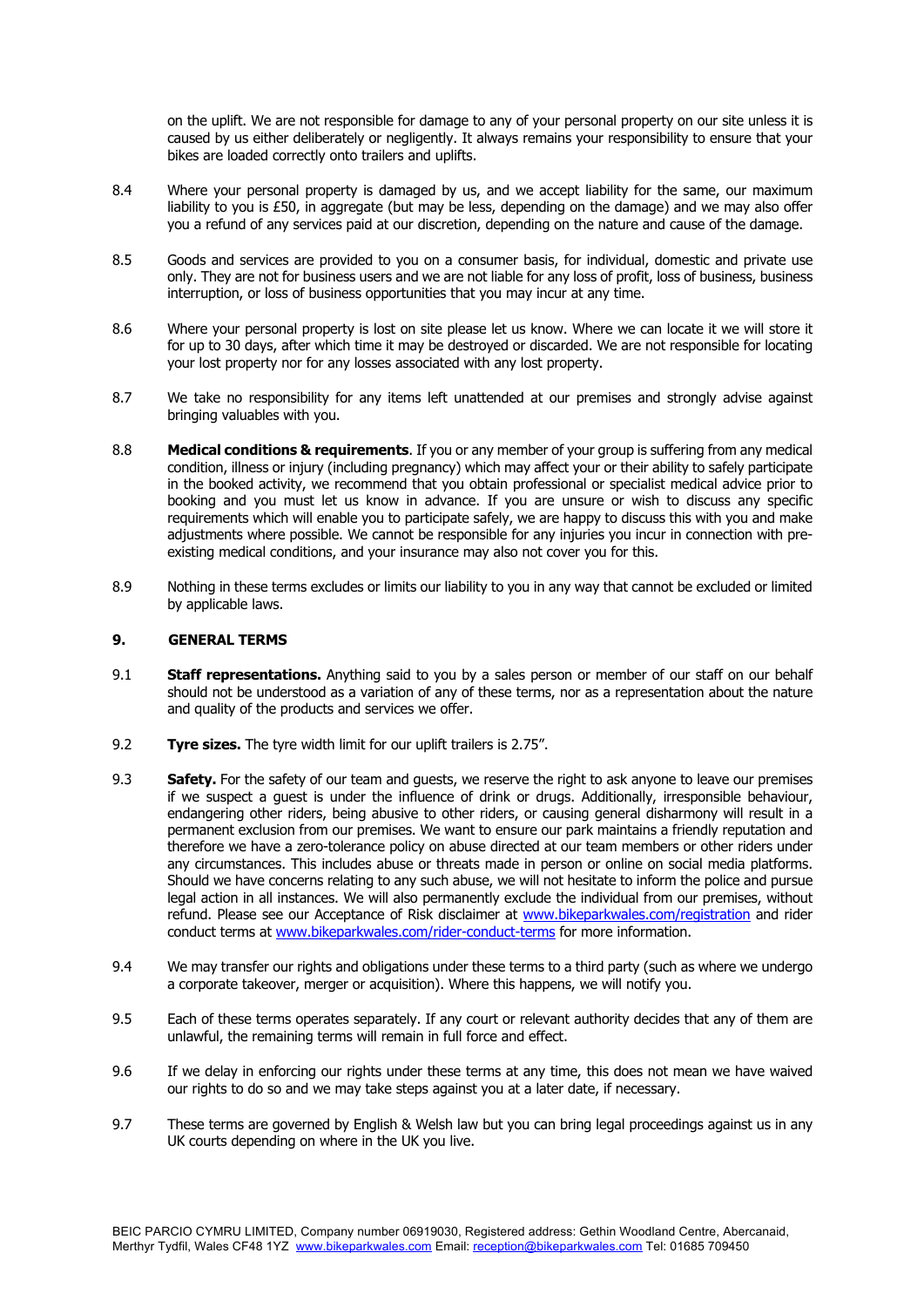on the uplift. We are not responsible for damage to any of your personal property on our site unless it is caused by us either deliberately or negligently. It always remains your responsibility to ensure that your bikes are loaded correctly onto trailers and uplifts.

8.4 Where your personal property is damaged by us, and we accept liability for the same, our maximum liability to you is £50, in aggregate (but may be less, depending on the damage) and we may also offer you a refund of any services paid at our discretion, depending on the nature and cause of the damage.

8.5 Goods and services are provided to you on a consumer basis, for individual, domestic and private use only. They are not for business users and we are not liable for any loss of profit, loss of business, business interruption, or loss of business opportunities that you may incur at any time.

8.6 Where your personal property is lost on site please let us know. Where we can locate it we will store it for up to 30 days, after which time it may be destroyed or discarded. We are not responsible for locating your lost property nor for any losses associated with any lost property.

8.7 We take no responsibility for any items left unattended at our premises and strongly advise against bringing valuables with you.

8.8 **Medical conditions & requirements**. If you or any member of your group is suffering from any medical condition, illness or injury (including pregnancy) which may affect your or their ability to safely participate in the booked activity, we recommend that you obtain professional or specialist medical advice prior to booking and you must let us know in advance. If you are unsure or wish to discuss any specific requirements which will enable you to participate safely, we are happy to discuss this with you and make adjustments where possible. We cannot be responsible for any injuries you incur in connection with pre-existing medical conditions, and your insurance may also not cover you for this.

8.9 Nothing in these terms excludes or limits our liability to you in any way that cannot be excluded or limited by applicable laws.

## 9. GENERAL TERMS

9.1 **Staff representations.** Anything said to you by a sales person or member of our staff on our behalf should not be understood as a variation of any of these terms, nor as a representation about the nature and quality of the products and services we offer.

9.2 **Tyre sizes.** The tyre width limit for our uplift trailers is 2.75".

9.3 **Safety.** For the safety of our team and guests, we reserve the right to ask anyone to leave our premises if we suspect a guest is under the influence of drink or drugs. Additionally, irresponsible behaviour, endangering other riders, being abusive to other riders, or causing general disharmony will result in a permanent exclusion from our premises. We want to ensure our park maintains a friendly reputation and therefore we have a zero-tolerance policy on abuse directed at our team members or other riders under any circumstances. This includes abuse or threats made in person or online on social media platforms. Should we have concerns relating to any such abuse, we will not hesitate to inform the police and pursue legal action in all instances. We will also permanently exclude the individual from our premises, without refund. Please see our Acceptance of Risk disclaimer at www.bikeparkwales.com/registration and rider conduct terms at www.bikeparkwales.com/rider-conduct-terms for more information.

9.4 We may transfer our rights and obligations under these terms to a third party (such as where we undergo a corporate takeover, merger or acquisition). Where this happens, we will notify you.

9.5 Each of these terms operates separately. If any court or relevant authority decides that any of them are unlawful, the remaining terms will remain in full force and effect.

9.6 If we delay in enforcing our rights under these terms at any time, this does not mean we have waived our rights to do so and we may take steps against you at a later date, if necessary.

9.7 These terms are governed by English & Welsh law but you can bring legal proceedings against us in any UK courts depending on where in the UK you live.

BEIC PARCIO CYMRU LIMITED, Company number 06919030, Registered address: Gethin Woodland Centre, Abercanaid, Merthyr Tydfil, Wales CF48 1YZ www.bikeparkwales.com Email: reception@bikeparkwales.com Tel: 01685 709450